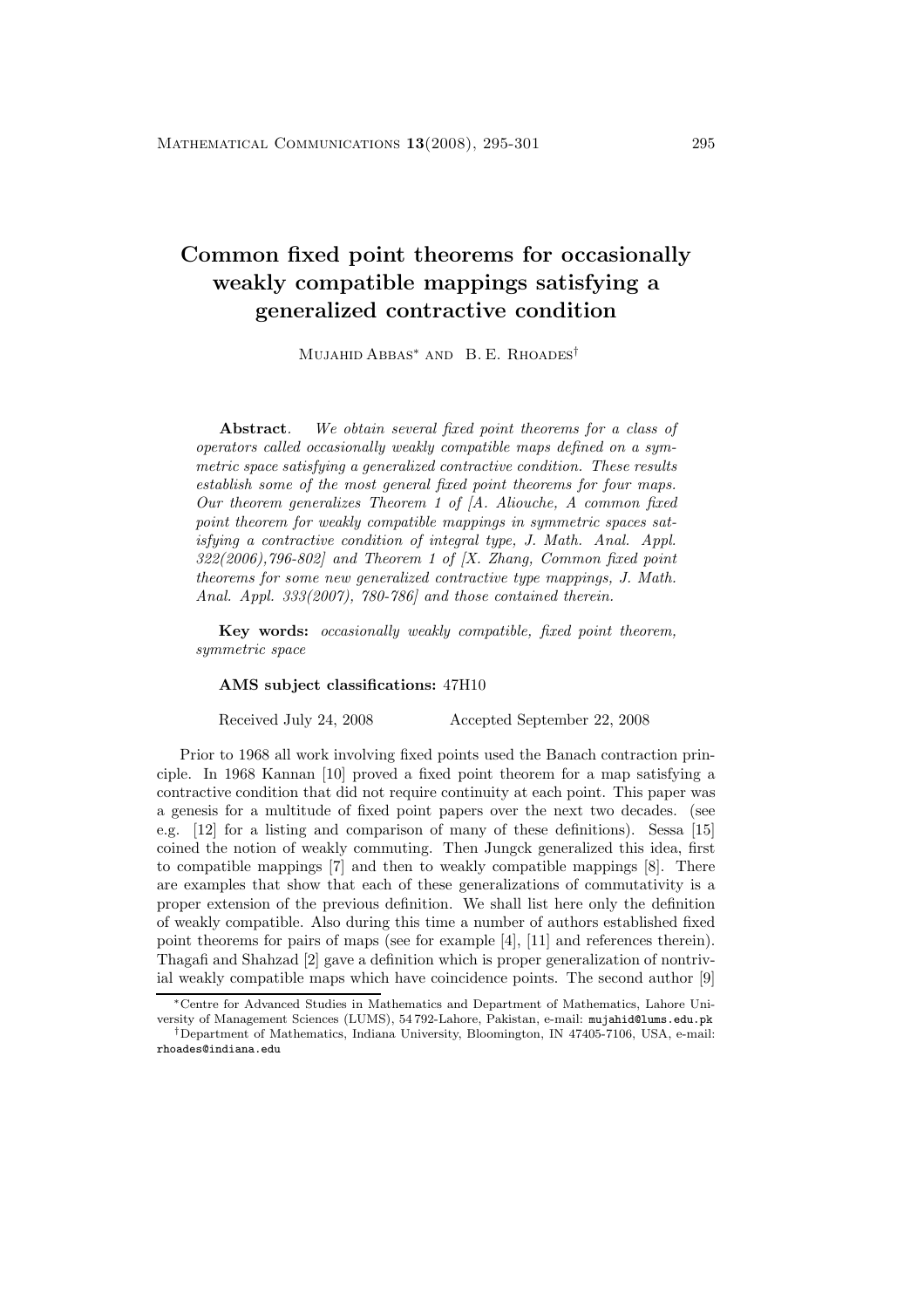# Common fixed point theorems for occasionally weakly compatible mappings satisfying a generalized contractive condition

Mujahid Abbas[*] and B. E. Rhoades[†]

**Abstract**. *We obtain several fixed point theorems for a class of operators called occasionally weakly compatible maps defined on a symmetric space satisfying a generalized contractive condition. These results establish some of the most general fixed point theorems for four maps. Our theorem generalizes Theorem 1 of [A. Aliouche, A common fixed point theorem for weakly compatible mappings in symmetric spaces satisfying a contractive condition of integral type, J. Math. Anal. Appl. 322(2006),796-802] and Theorem 1 of [X. Zhang, Common fixed point theorems for some new generalized contractive type mappings, J. Math. Anal. Appl. 333(2007), 780-786] and those contained therein.*

**Key words:** *occasionally weakly compatible, fixed point theorem, symmetric space*

**AMS subject classifications:** 47H10

Received July 24, 2008 Accepted September 22, 2008

Prior to 1968 all work involving fixed points used the Banach contraction principle. In 1968 Kannan [10] proved a fixed point theorem for a map satisfying a contractive condition that did not require continuity at each point. This paper was a genesis for a multitude of fixed point papers over the next two decades. (see e.g. [12] for a listing and comparison of many of these definitions). Sessa [15] coined the notion of weakly commuting. Then Jungck generalized this idea, first to compatible mappings [7] and then to weakly compatible mappings [8]. There are examples that show that each of these generalizations of commutativity is a proper extension of the previous definition. We shall list here only the definition of weakly compatible. Also during this time a number of authors established fixed point theorems for pairs of maps (see for example [4], [11] and references therein). Thagafi and Shahzad [2] gave a definition which is proper generalization of nontrivial weakly compatible maps which have coincidence points. The second author [9]

[*] Centre for Advanced Studies in Mathematics and Department of Mathematics, Lahore University of Management Sciences (LUMS), 54 792-Lahore, Pakistan, e-mail: mujahid@lums.edu.pk

[†] Department of Mathematics, Indiana University, Bloomington, IN 47405-7106, USA, e-mail: rhoades@indiana.edu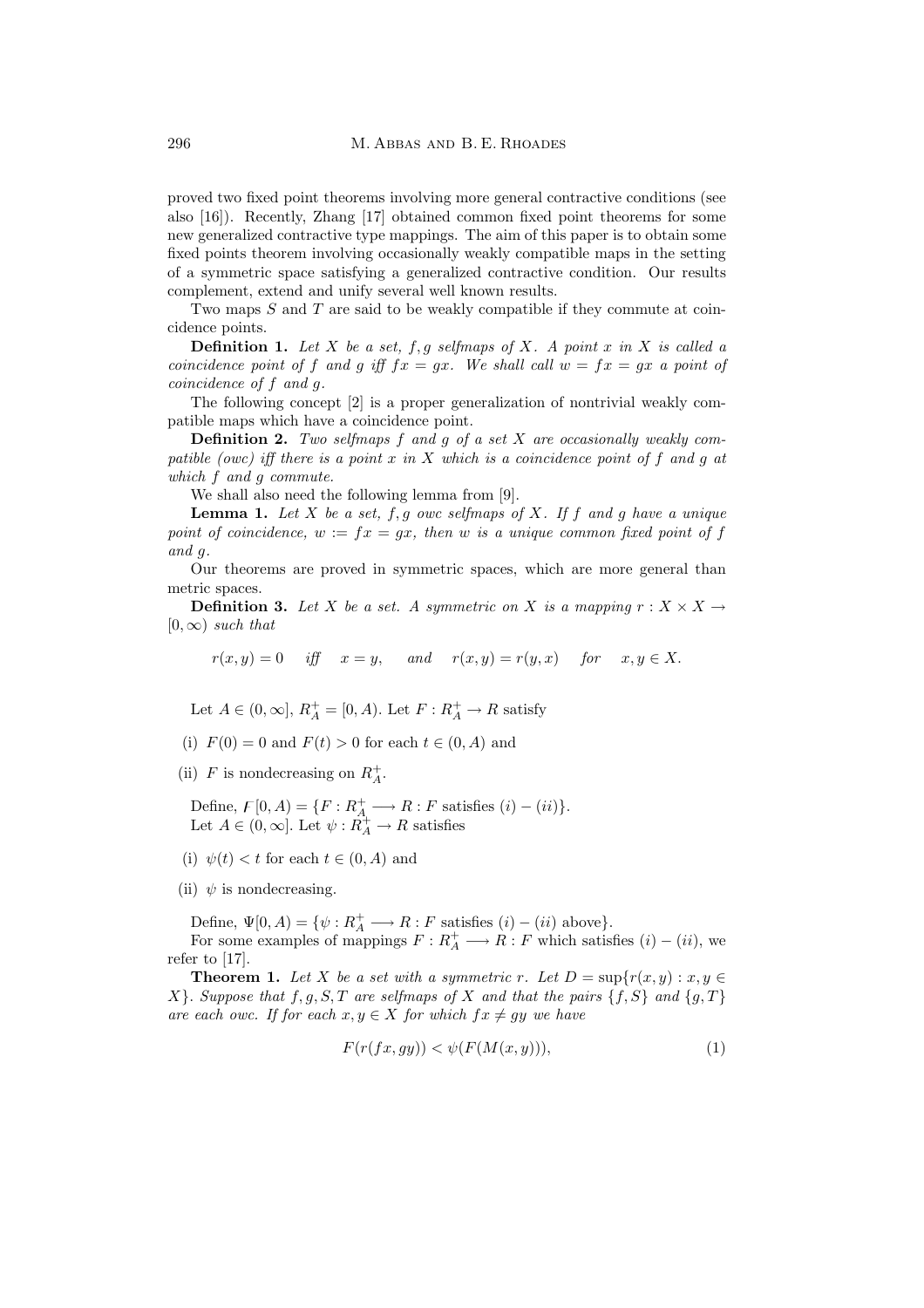proved two fixed point theorems involving more general contractive conditions (see also [16]). Recently, Zhang [17] obtained common fixed point theorems for some new generalized contractive type mappings. The aim of this paper is to obtain some fixed points theorem involving occasionally weakly compatible maps in the setting of a symmetric space satisfying a generalized contractive condition. Our results complement, extend and unify several well known results.

Two maps $S$ and $T$ are said to be weakly compatible if they commute at coincidence points.

**Definition 1.** *Let $X$ be a set, $f, g$ selfmaps of $X$. A point $x$ in $X$ is called a coincidence point of $f$ and $g$ iff $fx = gx$. We shall call $w = fx = gx$ a point of coincidence of $f$ and $g$.*

The following concept [2] is a proper generalization of nontrivial weakly compatible maps which have a coincidence point.

**Definition 2.** *Two selfmaps $f$ and $g$ of a set $X$ are occasionally weakly compatible (owc) iff there is a point $x$ in $X$ which is a coincidence point of $f$ and $g$ at which $f$ and $g$ commute.*

We shall also need the following lemma from [9].

**Lemma 1.** *Let $X$ be a set, $f, g$ owc selfmaps of $X$. If $f$ and $g$ have a unique point of coincidence, $w := fx = gx$, then $w$ is a unique common fixed point of $f$ and $g$.*

Our theorems are proved in symmetric spaces, which are more general than metric spaces.

**Definition 3.** *Let $X$ be a set. A symmetric on $X$ is a mapping $r : X \times X \to [0, \infty)$ such that*

$$r(x, y) = 0 \quad \text{iff} \quad x = y, \quad \text{and} \quad r(x, y) = r(y, x) \quad \text{for} \quad x, y \in X.$$

Let $A \in (0, \infty]$, $R_A^+ = [0, A)$. Let $F : R_A^+ \to R$ satisfy

(i) $F(0) = 0$ and $F(t) > 0$ for each $t \in (0, A)$ and

(ii) $F$ is nondecreasing on $R_A^+$.

Define, $F[0, A) = \{F : R_A^+ \longrightarrow R : F \text{ satisfies } (i) - (ii)\}$.
Let $A \in (0, \infty]$. Let $\psi : R_A^+ \to R$ satisfies

(i) $\psi(t) < t$ for each $t \in (0, A)$ and

(ii) $\psi$ is nondecreasing.

Define, $\Psi[0, A) = \{\psi : R_A^+ \longrightarrow R : F \text{ satisfies } (i) - (ii) \text{ above}\}$.

For some examples of mappings $F : R_A^+ \longrightarrow R : F$ which satisfies $(i) - (ii)$, we refer to [17].

**Theorem 1.** *Let $X$ be a set with a symmetric $r$. Let $D = \sup\{r(x, y) : x, y \in X\}$. Suppose that $f, g, S, T$ are selfmaps of $X$ and that the pairs $\{f, S\}$ and $\{g, T\}$ are each owc. If for each $x, y \in X$ for which $fx \neq gy$ we have*

$$F(r(fx, gy)) < \psi(F(M(x, y))), \tag{1}$$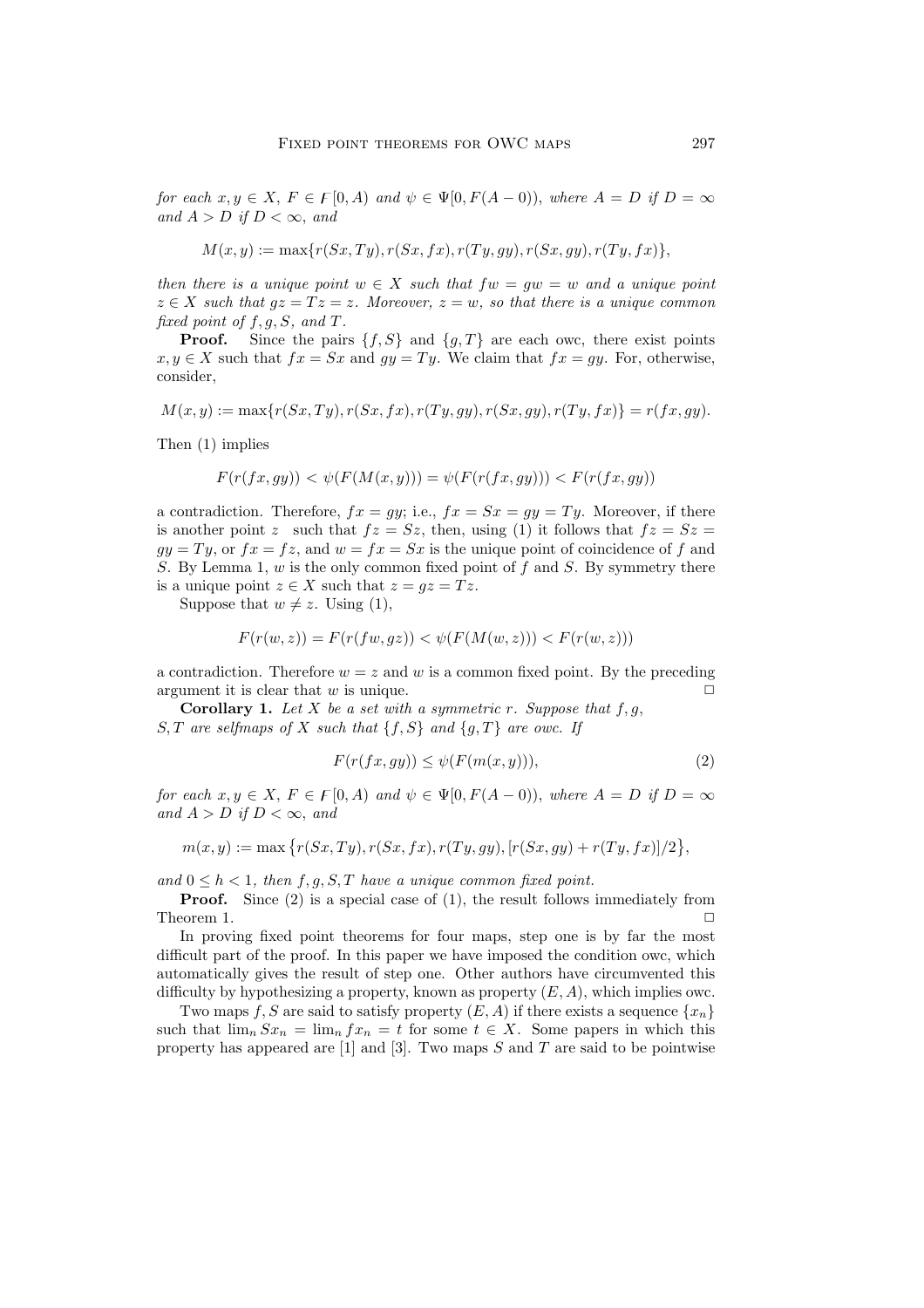*for each* $x, y \in X$*,* $F \in \digamma[0, A)$ *and* $\psi \in \Psi[0, F(A-0))$*, where* $A = D$ *if* $D = \infty$ *and* $A > D$ *if* $D < \infty$*, and*

$$M(x,y) := \max\{r(Sx,Ty), r(Sx,fx), r(Ty,gy), r(Sx,gy), r(Ty,fx)\},$$

*then there is a unique point* $w \in X$ *such that* $fw = gw = w$ *and a unique point* $z \in X$ *such that* $gz = Tz = z$*. Moreover,* $z = w$*, so that there is a unique common fixed point of* $f, g, S,$ *and* $T$*.*

**Proof.** Since the pairs $\{f, S\}$ and $\{g, T\}$ are each owc, there exist points $x, y \in X$ such that $fx = Sx$ and $gy = Ty$. We claim that $fx = gy$. For, otherwise, consider,

$$M(x,y) := \max\{r(Sx,Ty), r(Sx,fx), r(Ty,gy), r(Sx,gy), r(Ty,fx)\} = r(fx,gy).$$

Then (1) implies

$$F(r(fx,gy)) < \psi(F(M(x,y))) = \psi(F(r(fx,gy))) < F(r(fx,gy))$$

a contradiction. Therefore, $fx = gy$; i.e., $fx = Sx = gy = Ty$. Moreover, if there is another point $z$ such that $fz = Sz$, then, using (1) it follows that $fz = Sz = gy = Ty$, or $fx = fz$, and $w = fx = Sx$ is the unique point of coincidence of $f$ and $S$. By Lemma 1, $w$ is the only common fixed point of $f$ and $S$. By symmetry there is a unique point $z \in X$ such that $z = gz = Tz$.

Suppose that $w \neq z$. Using (1),

$$F(r(w,z)) = F(r(fw,gz)) < \psi(F(M(w,z))) < F(r(w,z)))$$

a contradiction. Therefore $w = z$ and $w$ is a common fixed point. By the preceding argument it is clear that $w$ is unique. □

**Corollary 1.** *Let* $X$ *be a set with a symmetric* $r$*. Suppose that* $f, g,$ $S, T$ *are selfmaps of* $X$ *such that* $\{f, S\}$ *and* $\{g, T\}$ *are owc. If*

$$F(r(fx,gy)) \leq \psi(F(m(x,y))), \tag{2}$$

*for each* $x, y \in X$*,* $F \in \digamma[0, A)$ *and* $\psi \in \Psi[0, F(A-0))$*, where* $A = D$ *if* $D = \infty$ *and* $A > D$ *if* $D < \infty$*, and*

$$m(x,y) := \max\big\{r(Sx,Ty), r(Sx,fx), r(Ty,gy), [r(Sx,gy) + r(Ty,fx)]/2\big\},$$

*and* $0 \leq h < 1$*, then* $f, g, S, T$ *have a unique common fixed point.*

**Proof.** Since (2) is a special case of (1), the result follows immediately from Theorem 1. □

In proving fixed point theorems for four maps, step one is by far the most difficult part of the proof. In this paper we have imposed the condition owc, which automatically gives the result of step one. Other authors have circumvented this difficulty by hypothesizing a property, known as property $(E, A)$, which implies owc.

Two maps $f, S$ are said to satisfy property $(E, A)$ if there exists a sequence $\{x_n\}$ such that $\lim_n Sx_n = \lim_n fx_n = t$ for some $t \in X$. Some papers in which this property has appeared are [1] and [3]. Two maps $S$ and $T$ are said to be pointwise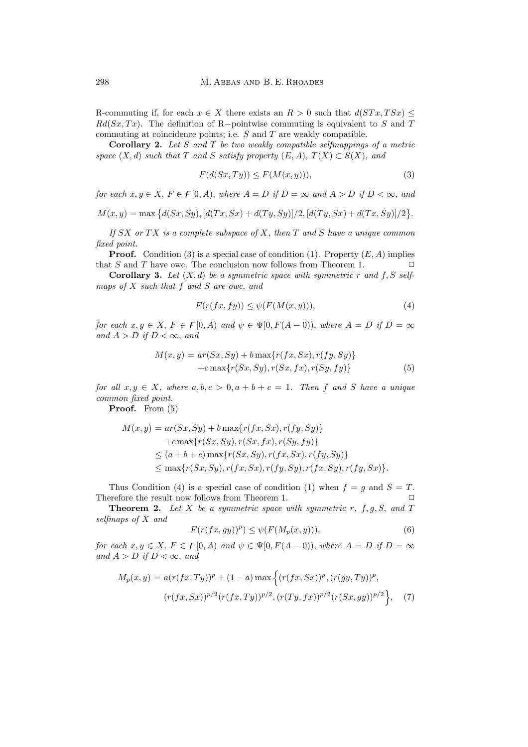R-commuting if, for each $x \in X$ there exists an $R > 0$ such that $d(STx, TSx) \leq Rd(Sx, Tx)$. The definition of R−pointwise commuting is equivalent to $S$ and $T$ commuting at coincidence points; i.e. $S$ and $T$ are weakly compatible.

**Corollary 2.** *Let $S$ and $T$ be two weakly compatible selfmappings of a metric space $(X, d)$ such that $T$ and $S$ satisfy property $(E, A)$, $T(X) \subset S(X)$, and*

$$F(d(Sx, Ty)) \leq F(M(x, y))), \tag{3}$$

*for each $x, y \in X$, $F \in \digamma[0, A)$, where $A = D$ if $D = \infty$ and $A > D$ if $D < \infty$, and*

$$M(x, y) = \max\left\{d(Sx, Sy), [d(Tx, Sx) + d(Ty, Sy)]/2, [d(Ty, Sx) + d(Tx, Sy)]/2\right\}.$$

*If $SX$ or $TX$ is a complete subspace of $X$, then $T$ and $S$ have a unique common fixed point.*

**Proof.** Condition (3) is a special case of condition (1). Property $(E, A)$ implies that $S$ and $T$ have owc. The conclusion now follows from Theorem 1. □

**Corollary 3.** *Let $(X, d)$ be a symmetric space with symmetric $r$ and $f, S$ selfmaps of $X$ such that $f$ and $S$ are owc, and*

$$F(r(fx, fy)) \leq \psi(F(M(x, y))), \tag{4}$$

*for each $x, y \in X$, $F \in \digamma[0, A)$ and $\psi \in \Psi[0, F(A - 0))$, where $A = D$ if $D = \infty$ and $A > D$ if $D < \infty$, and*

$$\begin{aligned} M(x, y) = {} & ar(Sx, Sy) + b\max\{r(fx, Sx), r(fy, Sy)\} \\ & + c\max\{r(Sx, Sy), r(Sx, fx), r(Sy, fy)\} \end{aligned} \tag{5}$$

*for all $x, y \in X$, where $a, b, c > 0, a + b + c = 1$. Then $f$ and $S$ have a unique common fixed point.*

**Proof.** From (5)

$$\begin{aligned} M(x, y) &= ar(Sx, Sy) + b\max\{r(fx, Sx), r(fy, Sy)\} \\ &\quad + c\max\{r(Sx, Sy), r(Sx, fx), r(Sy, fy)\} \\ &\leq (a + b + c)\max\{r(Sx, Sy), r(fx, Sx), r(fy, Sy)\} \\ &\leq \max\{r(Sx, Sy), r(fx, Sx), r(fy, Sy), r(fx, Sy), r(fy, Sx)\}. \end{aligned}$$

Thus Condition (4) is a special case of condition (1) when $f = g$ and $S = T$. Therefore the result now follows from Theorem 1. □

**Theorem 2.** *Let $X$ be a symmetric space with symmetric $r$, $f, g, S$, and $T$ selfmaps of $X$ and*

$$F(r(fx, gy))^p) \leq \psi(F(M_p(x, y))), \tag{6}$$

*for each $x, y \in X$, $F \in \digamma[0, A)$ and $\psi \in \Psi[0, F(A - 0))$, where $A = D$ if $D = \infty$ and $A > D$ if $D < \infty$, and*

$$\begin{aligned} M_p(x, y) = {} & a(r(fx, Ty))^p + (1 - a)\max\Big\{(r(fx, Sx))^p, (r(gy, Ty))^p, \\ & (r(fx, Sx))^{p/2}(r(fx, Ty))^{p/2}, (r(Ty, fx))^{p/2}(r(Sx, gy))^{p/2}\Big\}, \end{aligned} \tag{7}$$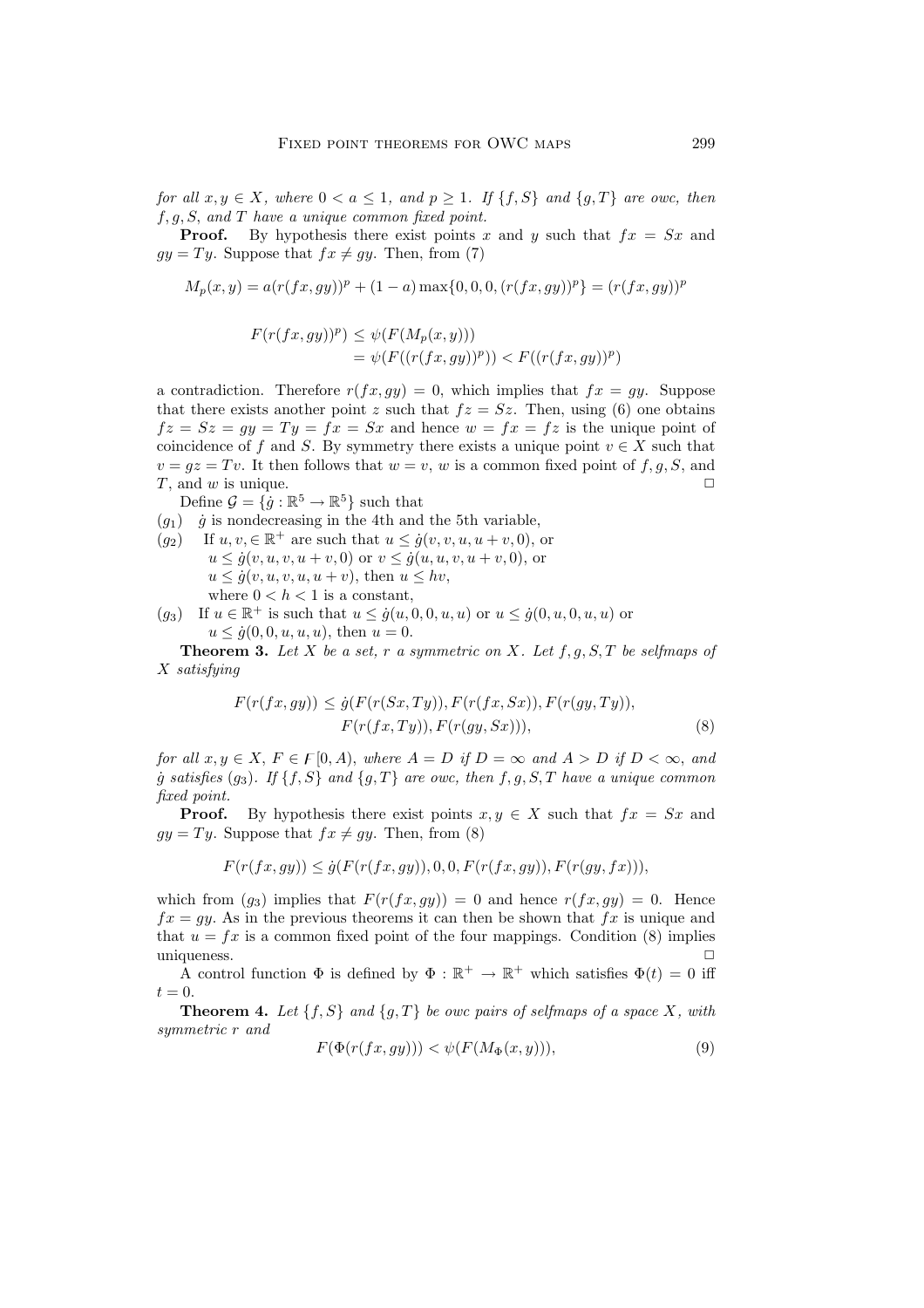*for all $x, y \in X$, where $0 < a \leq 1$, and $p \geq 1$. If $\{f, S\}$ and $\{g, T\}$ are owc, then $f, g, S$, and $T$ have a unique common fixed point.*

**Proof.** By hypothesis there exist points $x$ and $y$ such that $fx = Sx$ and $gy = Ty$. Suppose that $fx \neq gy$. Then, from (7)

$$M_p(x, y) = a(r(fx, gy))^p + (1 - a)\max\{0, 0, 0, (r(fx, gy))^p\} = (r(fx, gy))^p$$

$$\begin{aligned} F(r(fx, gy))^p) &\leq \psi(F(M_p(x, y))) \\ &= \psi(F((r(fx, gy))^p)) < F((r(fx, gy))^p) \end{aligned}$$

a contradiction. Therefore $r(fx, gy) = 0$, which implies that $fx = gy$. Suppose that there exists another point $z$ such that $fz = Sz$. Then, using (6) one obtains $fz = Sz = gy = Ty = fx = Sx$ and hence $w = fx = fz$ is the unique point of coincidence of $f$ and $S$. By symmetry there exists a unique point $v \in X$ such that $v = gz = Tv$. It then follows that $w = v$, $w$ is a common fixed point of $f, g, S$, and $T$, and $w$ is unique. □

Define $\mathcal{G} = \{\dot{g} : \mathbb{R}^5 \to \mathbb{R}^5\}$ such that

($g_1$) $\dot{g}$ is nondecreasing in the 4th and the 5th variable,

($g_2$) If $u, v, \in \mathbb{R}^+$ are such that $u \leq \dot{g}(v, v, u, u + v, 0)$, or $u \leq \dot{g}(v, u, v, u + v, 0)$ or $v \leq \dot{g}(u, u, v, u + v, 0)$, or $u \leq \dot{g}(v, v, u, u, u + v)$, then $u \leq hv$, where $0 < h < 1$ is a constant,

($g_3$) If $u \in \mathbb{R}^+$ is such that $u \leq \dot{g}(u, 0, 0, u, u)$ or $u \leq \dot{g}(0, u, 0, u, u)$ or $u \leq \dot{g}(0, 0, u, u, u)$, then $u = 0$.

**Theorem 3.** *Let $X$ be a set, $r$ a symmetric on $X$. Let $f, g, S, T$ be selfmaps of $X$ satisfying*

$$\begin{aligned} F(r(fx, gy)) \leq \dot{g}(&F(r(Sx, Ty)), F(r(fx, Sx)), F(r(gy, Ty)), \\ &F(r(fx, Ty)), F(r(gy, Sx))), \end{aligned} \tag{8}$$

*for all $x, y \in X$, $F \in \digamma[0, A)$, where $A = D$ if $D = \infty$ and $A > D$ if $D < \infty$, and $\dot{g}$ satisfies ($g_3$). If $\{f, S\}$ and $\{g, T\}$ are owc, then $f, g, S, T$ have a unique common fixed point.*

**Proof.** By hypothesis there exist points $x, y \in X$ such that $fx = Sx$ and $gy = Ty$. Suppose that $fx \neq gy$. Then, from (8)

$$F(r(fx, gy)) \leq \dot{g}(F(r(fx, gy)), 0, 0, F(r(fx, gy)), F(r(gy, fx))),$$

which from ($g_3$) implies that $F(r(fx, gy)) = 0$ and hence $r(fx, gy) = 0$. Hence $fx = gy$. As in the previous theorems it can then be shown that $fx$ is unique and that $u = fx$ is a common fixed point of the four mappings. Condition (8) implies uniqueness. □

A control function $\Phi$ is defined by $\Phi : \mathbb{R}^+ \to \mathbb{R}^+$ which satisfies $\Phi(t) = 0$ iff $t = 0$.

**Theorem 4.** *Let $\{f, S\}$ and $\{g, T\}$ be owc pairs of selfmaps of a space $X$, with symmetric $r$ and*

$$F(\Phi(r(fx, gy))) < \psi(F(M_\Phi(x, y))), \tag{9}$$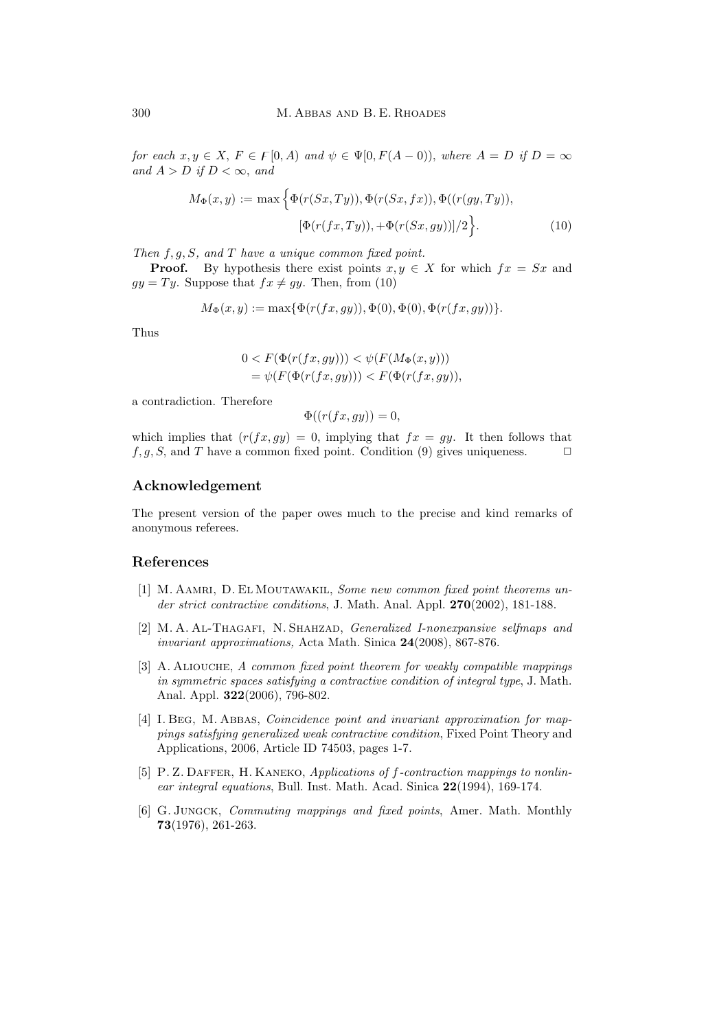*for each $x, y \in X$, $F \in \digamma[0, A)$ and $\psi \in \Psi[0, F(A-0))$, where $A = D$ if $D = \infty$ and $A > D$ if $D < \infty$, and*

$$M_\Phi(x, y) := \max\Big\{\Phi(r(Sx, Ty)), \Phi(r(Sx, fx)), \Phi((r(gy, Ty)), \\ [\Phi(r(fx, Ty)), +\Phi(r(Sx, gy))]/2\Big\}. \tag{10}$$

*Then $f, g, S$, and $T$ have a unique common fixed point.*

**Proof.** By hypothesis there exist points $x, y \in X$ for which $fx = Sx$ and $gy = Ty$. Suppose that $fx \neq gy$. Then, from (10)

$$M_\Phi(x, y) := \max\{\Phi(r(fx, gy)), \Phi(0), \Phi(0), \Phi(r(fx, gy))\}.$$

Thus

$$\begin{aligned} 0 < F(\Phi(r(fx, gy))) &< \psi(F(M_\Phi(x, y))) \\ &= \psi(F(\Phi(r(fx, gy))) < F(\Phi(r(fx, gy)), \end{aligned}$$

a contradiction. Therefore

$$\Phi((r(fx, gy)) = 0,$$

which implies that $(r(fx, gy) = 0$, implying that $fx = gy$. It then follows that $f, g, S$, and $T$ have a common fixed point. Condition (9) gives uniqueness. □

## Acknowledgement

The present version of the paper owes much to the precise and kind remarks of anonymous referees.

## References

[1] M. Aamri, D. El Moutawakil, *Some new common fixed point theorems under strict contractive conditions*, J. Math. Anal. Appl. **270**(2002), 181-188.

[2] M. A. Al-Thagafi, N. Shahzad, *Generalized I-nonexpansive selfmaps and invariant approximations,* Acta Math. Sinica **24**(2008), 867-876.

[3] A. Aliouche, *A common fixed point theorem for weakly compatible mappings in symmetric spaces satisfying a contractive condition of integral type*, J. Math. Anal. Appl. **322**(2006), 796-802.

[4] I. Beg, M. Abbas, *Coincidence point and invariant approximation for mappings satisfying generalized weak contractive condition*, Fixed Point Theory and Applications, 2006, Article ID 74503, pages 1-7.

[5] P. Z. Daffer, H. Kaneko, *Applications of f-contraction mappings to nonlinear integral equations*, Bull. Inst. Math. Acad. Sinica **22**(1994), 169-174.

[6] G. Jungck, *Commuting mappings and fixed points*, Amer. Math. Monthly **73**(1976), 261-263.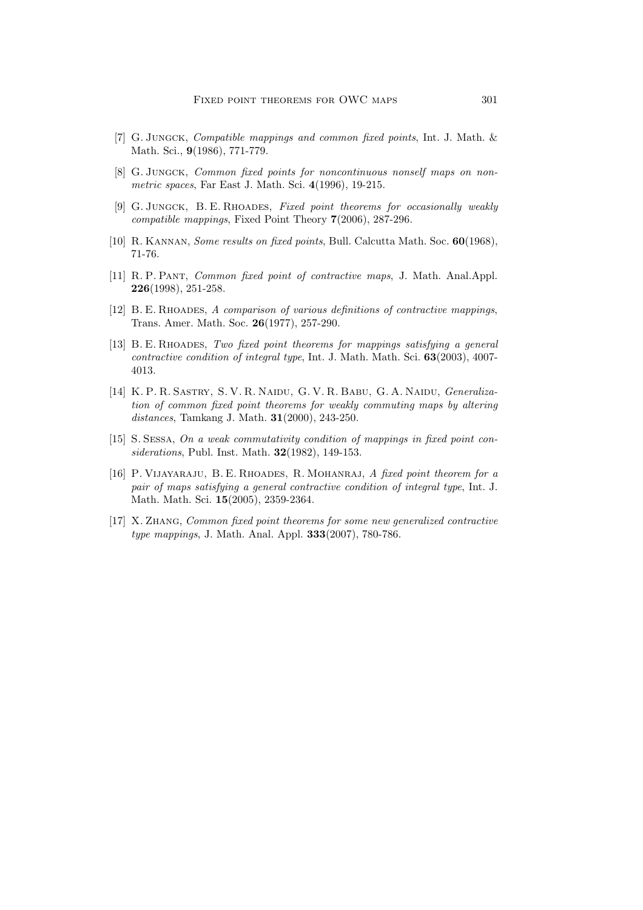[7] G. Jungck, *Compatible mappings and common fixed points*, Int. J. Math. & Math. Sci., **9**(1986), 771-779.

[8] G. Jungck, *Common fixed points for noncontinuous nonself maps on nonmetric spaces*, Far East J. Math. Sci. **4**(1996), 19-215.

[9] G. Jungck, B. E. Rhoades, *Fixed point theorems for occasionally weakly compatible mappings*, Fixed Point Theory **7**(2006), 287-296.

[10] R. Kannan, *Some results on fixed points*, Bull. Calcutta Math. Soc. **60**(1968), 71-76.

[11] R. P. Pant, *Common fixed point of contractive maps*, J. Math. Anal.Appl. **226**(1998), 251-258.

[12] B. E. Rhoades, *A comparison of various definitions of contractive mappings*, Trans. Amer. Math. Soc. **26**(1977), 257-290.

[13] B. E. Rhoades, *Two fixed point theorems for mappings satisfying a general contractive condition of integral type*, Int. J. Math. Math. Sci. **63**(2003), 4007-4013.

[14] K. P. R. Sastry, S. V. R. Naidu, G. V. R. Babu, G. A. Naidu, *Generalization of common fixed point theorems for weakly commuting maps by altering distances*, Tamkang J. Math. **31**(2000), 243-250.

[15] S. Sessa, *On a weak commutativity condition of mappings in fixed point considerations*, Publ. Inst. Math. **32**(1982), 149-153.

[16] P. Vijayaraju, B. E. Rhoades, R. Mohanraj, *A fixed point theorem for a pair of maps satisfying a general contractive condition of integral type*, Int. J. Math. Math. Sci. **15**(2005), 2359-2364.

[17] X. Zhang, *Common fixed point theorems for some new generalized contractive type mappings*, J. Math. Anal. Appl. **333**(2007), 780-786.